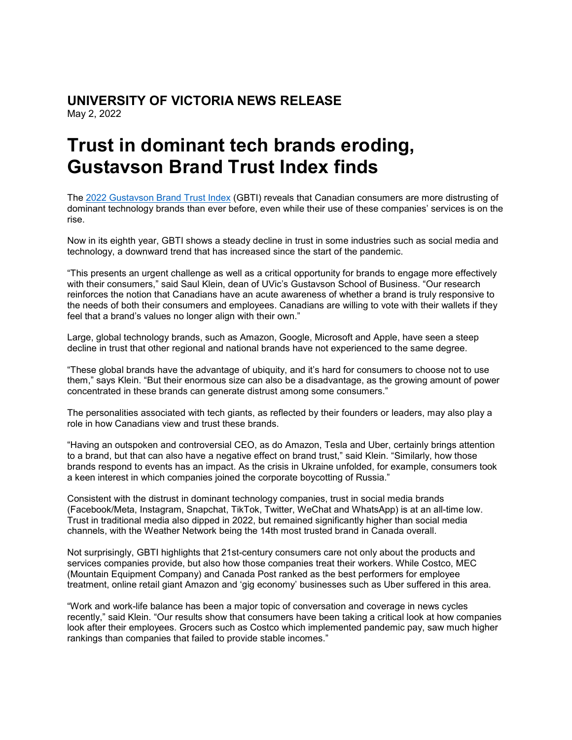## UNIVERSITY OF VICTORIA NEWS RELEASE

May 2, 2022

# Trust in dominant tech brands eroding, Gustavson Brand Trust Index finds

The [2022 Gustavson Brand Trust Index](2022 Gustavson Brand Trust Index) (GBTI) reveals that Canadian consumers are more distrusting of dominant technology brands than ever before, even while their use of these companies' services is on the rise.

Now in its eighth year, GBTI shows a steady decline in trust in some industries such as social media and technology, a downward trend that has increased since the start of the pandemic.

"This presents an urgent challenge as well as a critical opportunity for brands to engage more effectively with their consumers," said Saul Klein, dean of UVic's Gustavson School of Business. "Our research reinforces the notion that Canadians have an acute awareness of whether a brand is truly responsive to the needs of both their consumers and employees. Canadians are willing to vote with their wallets if they feel that a brand's values no longer align with their own."

Large, global technology brands, such as Amazon, Google, Microsoft and Apple, have seen a steep decline in trust that other regional and national brands have not experienced to the same degree.

"These global brands have the advantage of ubiquity, and it's hard for consumers to choose not to use them," says Klein. "But their enormous size can also be a disadvantage, as the growing amount of power concentrated in these brands can generate distrust among some consumers."

The personalities associated with tech giants, as reflected by their founders or leaders, may also play a role in how Canadians view and trust these brands.

"Having an outspoken and controversial CEO, as do Amazon, Tesla and Uber, certainly brings attention to a brand, but that can also have a negative effect on brand trust," said Klein. "Similarly, how those brands respond to events has an impact. As the crisis in Ukraine unfolded, for example, consumers took a keen interest in which companies joined the corporate boycotting of Russia."

Consistent with the distrust in dominant technology companies, trust in social media brands (Facebook/Meta, Instagram, Snapchat, TikTok, Twitter, WeChat and WhatsApp) is at an all-time low. Trust in traditional media also dipped in 2022, but remained significantly higher than social media channels, with the Weather Network being the 14th most trusted brand in Canada overall.

Not surprisingly, GBTI highlights that 21st-century consumers care not only about the products and services companies provide, but also how those companies treat their workers. While Costco, MEC (Mountain Equipment Company) and Canada Post ranked as the best performers for employee treatment, online retail giant Amazon and 'gig economy' businesses such as Uber suffered in this area.

"Work and work-life balance has been a major topic of conversation and coverage in news cycles recently," said Klein. "Our results show that consumers have been taking a critical look at how companies look after their employees. Grocers such as Costco which implemented pandemic pay, saw much higher rankings than companies that failed to provide stable incomes."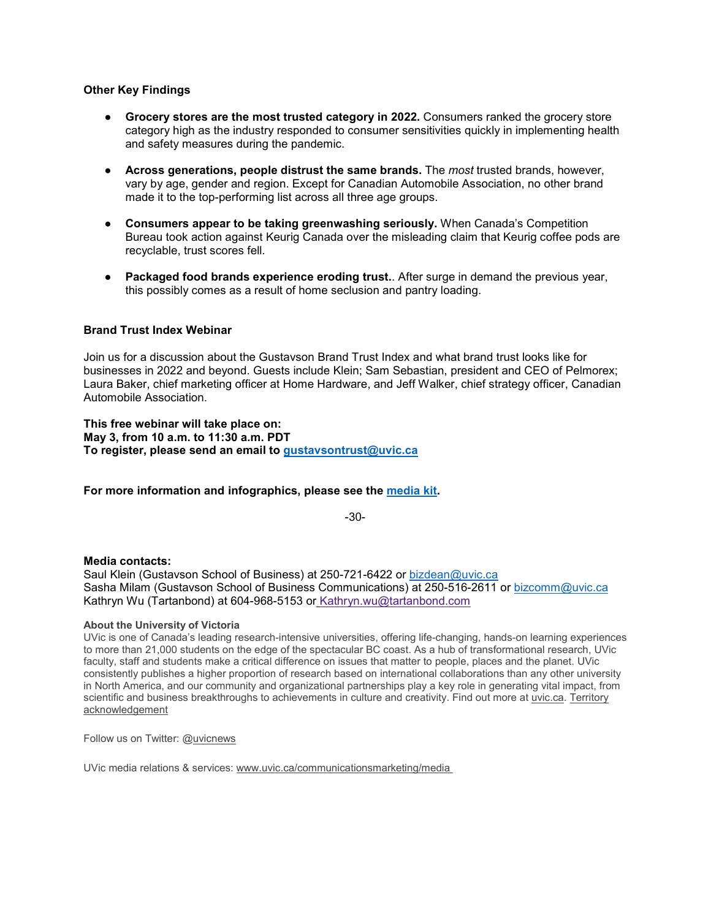**Other Key Findings**

- **Grocery stores are the most trusted category in 2022.** Consumers ranked the grocery store category high as the industry responded to consumer sensitivities quickly in implementing health and safety measures during the pandemic.
- **Across generations, people distrust the same brands.** The *most* trusted brands, however, vary by age, gender and region. Except for Canadian Automobile Association, no other brand made it to the top-performing list across all three age groups.
- **Consumers appear to be taking greenwashing seriously.** When Canada's Competition Bureau took action against Keurig Canada over the misleading claim that Keurig coffee pods are recyclable, trust scores fell.
- **Packaged food brands experience eroding trust.**. After surge in demand the previous year, this possibly comes as a result of home seclusion and pantry loading.

**Brand Trust Index Webinar**

Join us for a discussion about the Gustavson Brand Trust Index and what brand trust looks like for businesses in 2022 and beyond. Guests include Klein; Sam Sebastian, president and CEO of Pelmorex; Laura Baker, chief marketing officer at Home Hardware, and Jeff Walker, chief strategy officer, Canadian Automobile Association.

**This free webinar will take place on:**
**May 3, from 10 a.m. to 11:30 a.m. PDT**
**To register, please send an email to gustavsontrust@uvic.ca**

**For more information and infographics, please see the media kit.**

-30-

**Media contacts:**
Saul Klein (Gustavson School of Business) at 250-721-6422 or bizdean@uvic.ca
Sasha Milam (Gustavson School of Business Communications) at 250-516-2611 or bizcomm@uvic.ca
Kathryn Wu (Tartanbond) at 604-968-5153 or Kathryn.wu@tartanbond.com

**About the University of Victoria**
UVic is one of Canada's leading research-intensive universities, offering life-changing, hands-on learning experiences to more than 21,000 students on the edge of the spectacular BC coast. As a hub of transformational research, UVic faculty, staff and students make a critical difference on issues that matter to people, places and the planet. UVic consistently publishes a higher proportion of research based on international collaborations than any other university in North America, and our community and organizational partnerships play a key role in generating vital impact, from scientific and business breakthroughs to achievements in culture and creativity. Find out more at uvic.ca. Territory acknowledgement

Follow us on Twitter: @uvicnews

UVic media relations & services: www.uvic.ca/communicationsmarketing/media